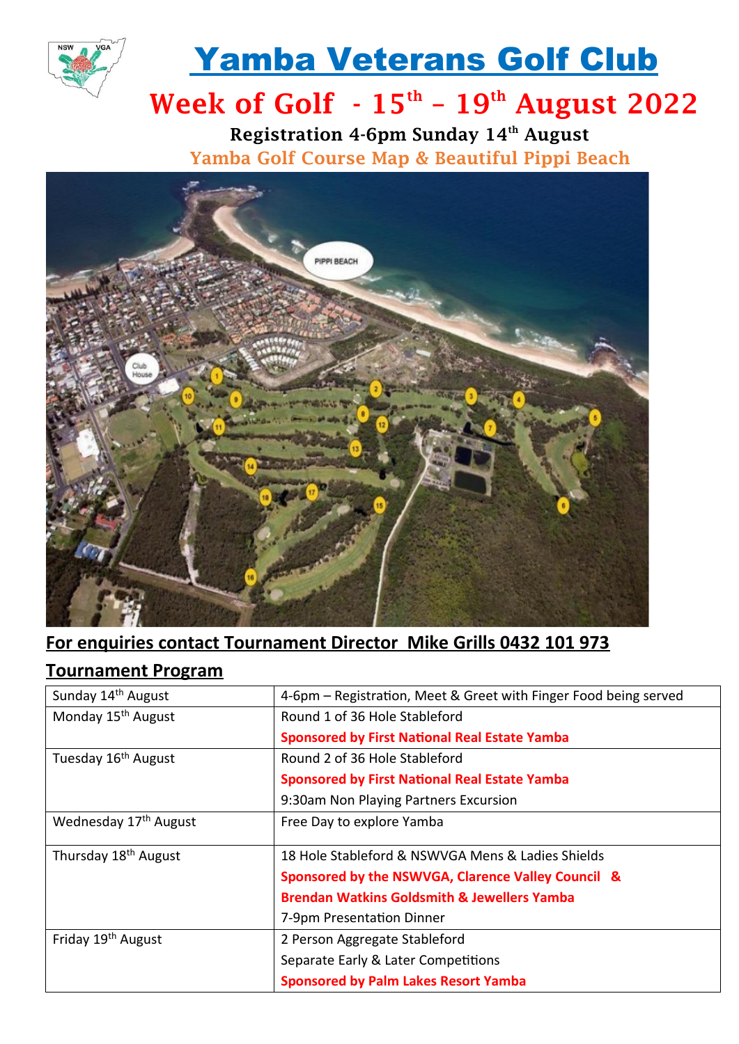# Yamba Veterans Golf Club

## Week of Golf - 15th – 19th August 2022

**Registration 4-6pm Sunday 14th August**

**Yamba Golf Course Map & Beautiful Pippi Beach**

**For enquiries contact Tournament Director Mike Grills 0432 101 973**

## Tournament Program

| | |
|---|---|
| Sunday 14th August | 4-6pm – Registration, Meet & Greet with Finger Food being served |
| Monday 15th August | Round 1 of 36 Hole Stableford<br>**Sponsored by First National Real Estate Yamba** |
| Tuesday 16th August | Round 2 of 36 Hole Stableford<br>**Sponsored by First National Real Estate Yamba**<br>9:30am Non Playing Partners Excursion |
| Wednesday 17th August | Free Day to explore Yamba |
| Thursday 18th August | 18 Hole Stableford & NSWVGA Mens & Ladies Shields<br>**Sponsored by the NSWVGA, Clarence Valley Council & Brendan Watkins Goldsmith & Jewellers Yamba**<br>7-9pm Presentation Dinner |
| Friday 19th August | 2 Person Aggregate Stableford<br>Separate Early & Later Competitions<br>**Sponsored by Palm Lakes Resort Yamba** |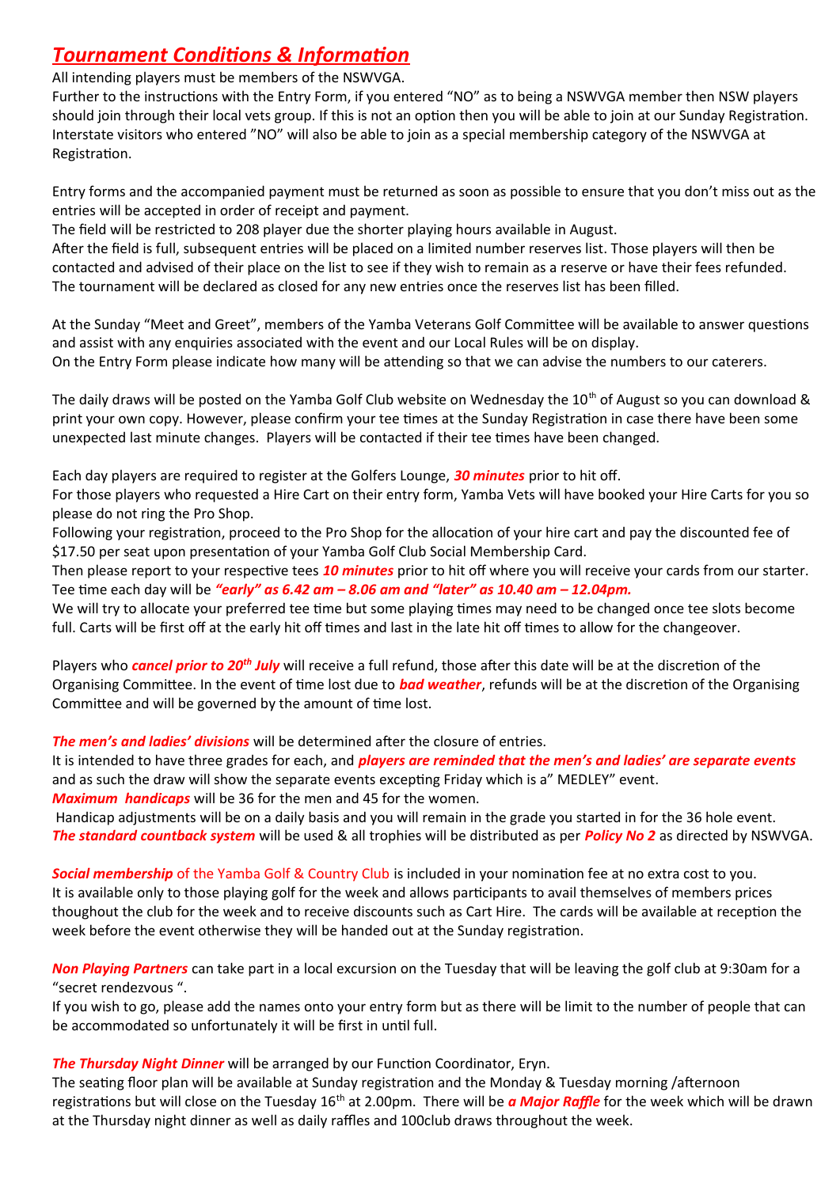## ***Tournament Conditions & Information***

All intending players must be members of the NSWVGA.
Further to the instructions with the Entry Form, if you entered "NO" as to being a NSWVGA member then NSW players should join through their local vets group. If this is not an option then you will be able to join at our Sunday Registration. Interstate visitors who entered "NO" will also be able to join as a special membership category of the NSWVGA at Registration.

Entry forms and the accompanied payment must be returned as soon as possible to ensure that you don't miss out as the entries will be accepted in order of receipt and payment.
The field will be restricted to 208 player due the shorter playing hours available in August.
After the field is full, subsequent entries will be placed on a limited number reserves list. Those players will then be contacted and advised of their place on the list to see if they wish to remain as a reserve or have their fees refunded.
The tournament will be declared as closed for any new entries once the reserves list has been filled.

At the Sunday "Meet and Greet", members of the Yamba Veterans Golf Committee will be available to answer questions and assist with any enquiries associated with the event and our Local Rules will be on display.
On the Entry Form please indicate how many will be attending so that we can advise the numbers to our caterers.

The daily draws will be posted on the Yamba Golf Club website on Wednesday the 10th of August so you can download & print your own copy. However, please confirm your tee times at the Sunday Registration in case there have been some unexpected last minute changes. Players will be contacted if their tee times have been changed.

Each day players are required to register at the Golfers Lounge, ***30 minutes*** prior to hit off.
For those players who requested a Hire Cart on their entry form, Yamba Vets will have booked your Hire Carts for you so please do not ring the Pro Shop.
Following your registration, proceed to the Pro Shop for the allocation of your hire cart and pay the discounted fee of $17.50 per seat upon presentation of your Yamba Golf Club Social Membership Card.
Then please report to your respective tees ***10 minutes*** prior to hit off where you will receive your cards from our starter.
Tee time each day will be ***"early" as 6.42 am – 8.06 am and "later" as 10.40 am – 12.04pm.***
We will try to allocate your preferred tee time but some playing times may need to be changed once tee slots become full. Carts will be first off at the early hit off times and last in the late hit off times to allow for the changeover.

Players who ***cancel prior to 20th July*** will receive a full refund, those after this date will be at the discretion of the Organising Committee. In the event of time lost due to ***bad weather***, refunds will be at the discretion of the Organising Committee and will be governed by the amount of time lost.

***The men's and ladies' divisions*** will be determined after the closure of entries.
It is intended to have three grades for each, and ***players are reminded that the men's and ladies' are separate events*** and as such the draw will show the separate events excepting Friday which is a" MEDLEY" event.
***Maximum handicaps*** will be 36 for the men and 45 for the women.
Handicap adjustments will be on a daily basis and you will remain in the grade you started in for the 36 hole event.
***The standard countback system*** will be used & all trophies will be distributed as per ***Policy No 2*** as directed by NSWVGA.

***Social membership*** of the Yamba Golf & Country Club is included in your nomination fee at no extra cost to you.
It is available only to those playing golf for the week and allows participants to avail themselves of members prices thoughout the club for the week and to receive discounts such as Cart Hire. The cards will be available at reception the week before the event otherwise they will be handed out at the Sunday registration.

***Non Playing Partners*** can take part in a local excursion on the Tuesday that will be leaving the golf club at 9:30am for a "secret rendezvous ".
If you wish to go, please add the names onto your entry form but as there will be limit to the number of people that can be accommodated so unfortunately it will be first in until full.

***The Thursday Night Dinner*** will be arranged by our Function Coordinator, Eryn.
The seating floor plan will be available at Sunday registration and the Monday & Tuesday morning /afternoon registrations but will close on the Tuesday 16th at 2.00pm. There will be ***a Major Raffle*** for the week which will be drawn at the Thursday night dinner as well as daily raffles and 100club draws throughout the week.